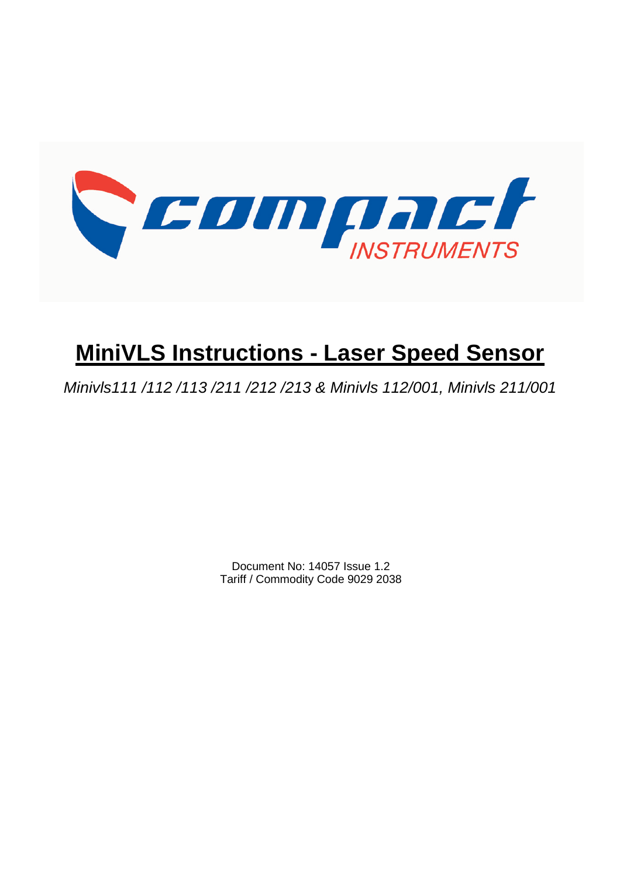compact INSTRUMENTS

# MiniVLS Instructions - Laser Speed Sensor

*Minivls111 /112 /113 /211 /212 /213 & Minivls 112/001, Minivls 211/001*

Document No: 14057 Issue 1.2
Tariff / Commodity Code 9029 2038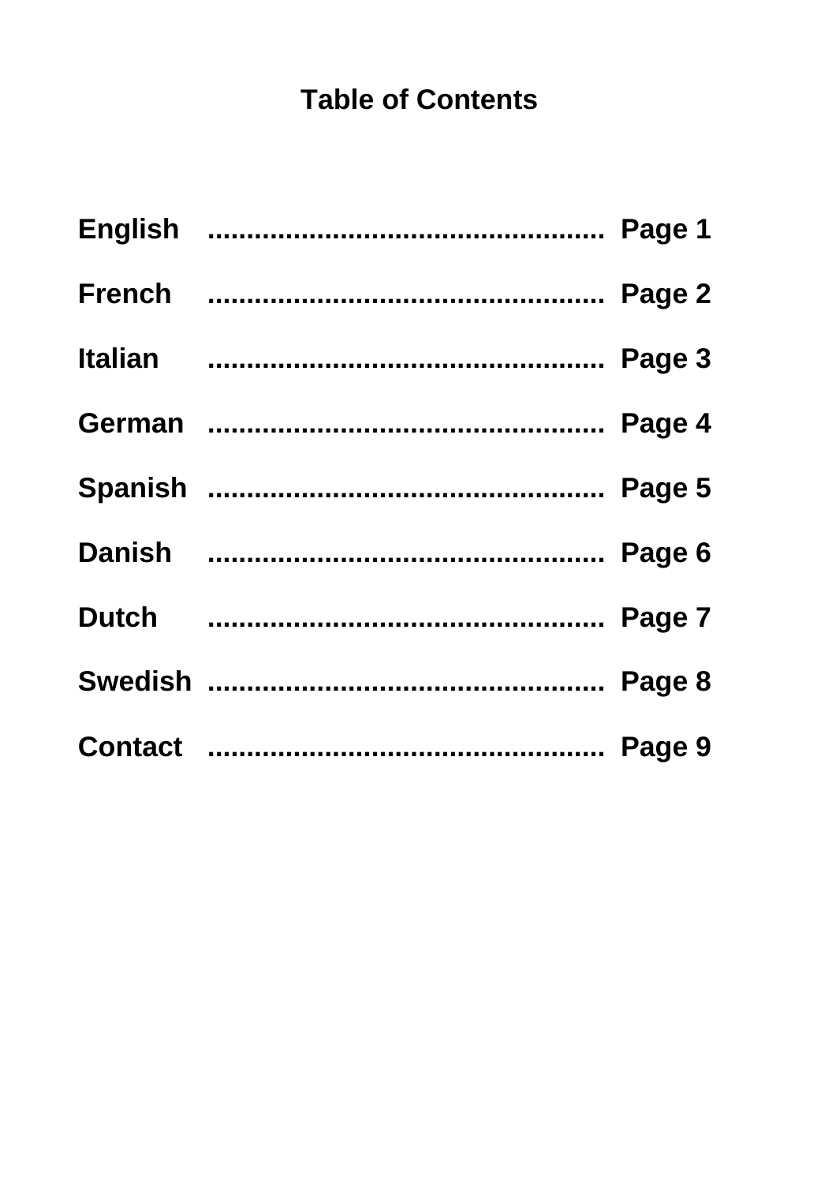# Table of Contents

**English** .................................................. **Page 1**

**French** .................................................. **Page 2**

**Italian** .................................................. **Page 3**

**German** .................................................. **Page 4**

**Spanish** .................................................. **Page 5**

**Danish** .................................................. **Page 6**

**Dutch** .................................................. **Page 7**

**Swedish** .................................................. **Page 8**

**Contact** .................................................. **Page 9**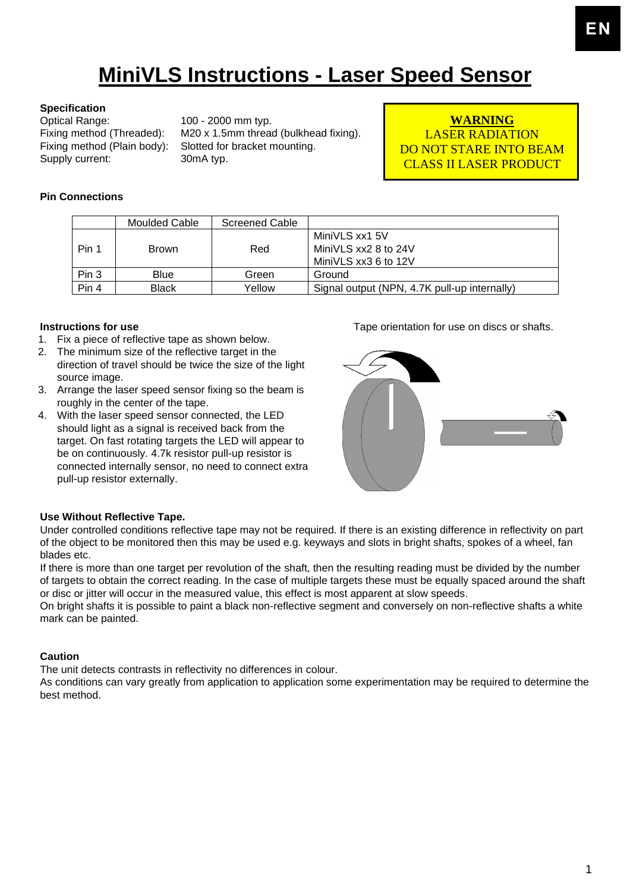# MiniVLS Instructions - Laser Speed Sensor

**Specification**

Optical Range: 100 - 2000 mm typ.
Fixing method (Threaded): M20 x 1.5mm thread (bulkhead fixing).
Fixing method (Plain body): Slotted for bracket mounting.
Supply current: 30mA typ.

**WARNING**
LASER RADIATION
DO NOT STARE INTO BEAM
CLASS II LASER PRODUCT

**Pin Connections**

| | Moulded Cable | Screened Cable | |
|---|---|---|---|
| Pin 1 | Brown | Red | MiniVLS xx1 5V<br>MiniVLS xx2 8 to 24V<br>MiniVLS xx3 6 to 12V |
| Pin 3 | Blue | Green | Ground |
| Pin 4 | Black | Yellow | Signal output (NPN, 4.7K pull-up internally) |

**Instructions for use**

1. Fix a piece of reflective tape as shown below.
2. The minimum size of the reflective target in the direction of travel should be twice the size of the light source image.
3. Arrange the laser speed sensor fixing so the beam is roughly in the center of the tape.
4. With the laser speed sensor connected, the LED should light as a signal is received back from the target. On fast rotating targets the LED will appear to be on continuously. 4.7k resistor pull-up resistor is connected internally sensor, no need to connect extra pull-up resistor externally.

Tape orientation for use on discs or shafts.

**Use Without Reflective Tape.**

Under controlled conditions reflective tape may not be required. If there is an existing difference in reflectivity on part of the object to be monitored then this may be used e.g. keyways and slots in bright shafts, spokes of a wheel, fan blades etc.

If there is more than one target per revolution of the shaft, then the resulting reading must be divided by the number of targets to obtain the correct reading. In the case of multiple targets these must be equally spaced around the shaft or disc or jitter will occur in the measured value, this effect is most apparent at slow speeds.

On bright shafts it is possible to paint a black non-reflective segment and conversely on non-reflective shafts a white mark can be painted.

**Caution**

The unit detects contrasts in reflectivity no differences in colour.

As conditions can vary greatly from application to application some experimentation may be required to determine the best method.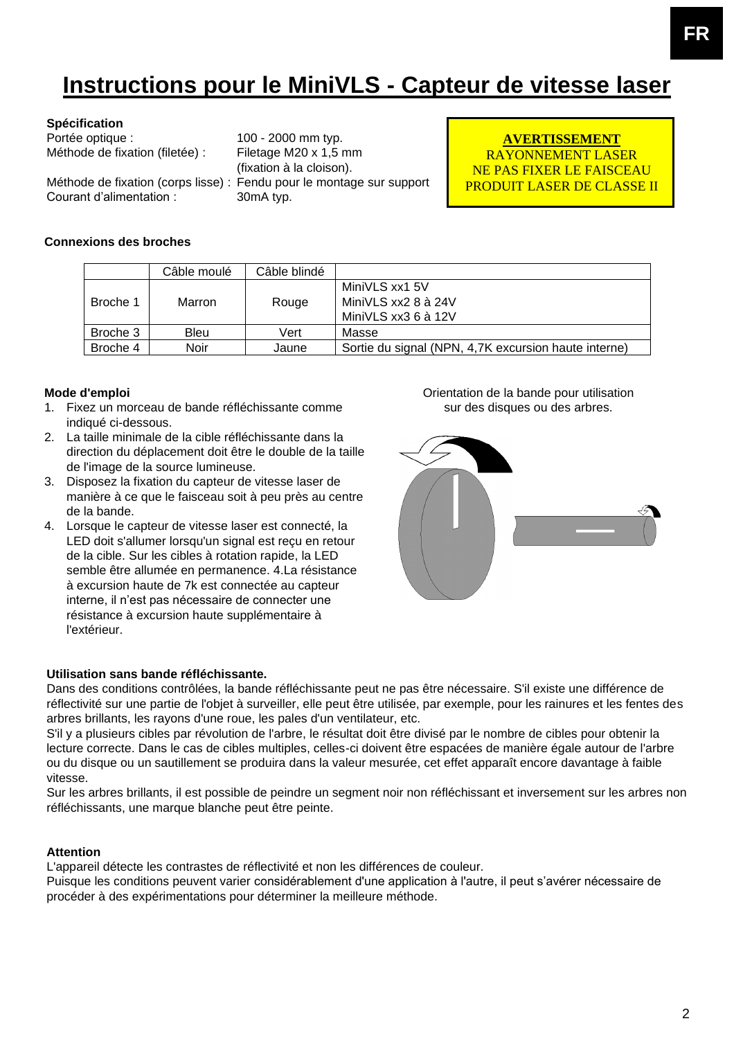# Instructions pour le MiniVLS - Capteur de vitesse laser

**Spécification**

Portée optique : 100 - 2000 mm typ.
Méthode de fixation (filetée) : Filetage M20 x 1,5 mm (fixation à la cloison).
Méthode de fixation (corps lisse) : Fendu pour le montage sur support
Courant d'alimentation : 30mA typ.

**AVERTISSEMENT**
RAYONNEMENT LASER
NE PAS FIXER LE FAISCEAU
PRODUIT LASER DE CLASSE II

**Connexions des broches**

| | Câble moulé | Câble blindé | |
|---|---|---|---|
| Broche 1 | Marron | Rouge | MiniVLS xx1 5V<br>MiniVLS xx2 8 à 24V<br>MiniVLS xx3 6 à 12V |
| Broche 3 | Bleu | Vert | Masse |
| Broche 4 | Noir | Jaune | Sortie du signal (NPN, 4,7K excursion haute interne) |

**Mode d'emploi**

1. Fixez un morceau de bande réfléchissante comme indiqué ci-dessous.
2. La taille minimale de la cible réfléchissante dans la direction du déplacement doit être le double de la taille de l'image de la source lumineuse.
3. Disposez la fixation du capteur de vitesse laser de manière à ce que le faisceau soit à peu près au centre de la bande.
4. Lorsque le capteur de vitesse laser est connecté, la LED doit s'allumer lorsqu'un signal est reçu en retour de la cible. Sur les cibles à rotation rapide, la LED semble être allumée en permanence. 4.La résistance à excursion haute de 7k est connectée au capteur interne, il n'est pas nécessaire de connecter une résistance à excursion haute supplémentaire à l'extérieur.

Orientation de la bande pour utilisation sur des disques ou des arbres.

**Utilisation sans bande réfléchissante.**

Dans des conditions contrôlées, la bande réfléchissante peut ne pas être nécessaire. S'il existe une différence de réflectivité sur une partie de l'objet à surveiller, elle peut être utilisée, par exemple, pour les rainures et les fentes des arbres brillants, les rayons d'une roue, les pales d'un ventilateur, etc.

S'il y a plusieurs cibles par révolution de l'arbre, le résultat doit être divisé par le nombre de cibles pour obtenir la lecture correcte. Dans le cas de cibles multiples, celles-ci doivent être espacées de manière égale autour de l'arbre ou du disque ou un sautillement se produira dans la valeur mesurée, cet effet apparaît encore davantage à faible vitesse.

Sur les arbres brillants, il est possible de peindre un segment noir non réfléchissant et inversement sur les arbres non réfléchissants, une marque blanche peut être peinte.

**Attention**

L'appareil détecte les contrastes de réflectivité et non les différences de couleur.
Puisque les conditions peuvent varier considérablement d'une application à l'autre, il peut s'avérer nécessaire de procéder à des expérimentations pour déterminer la meilleure méthode.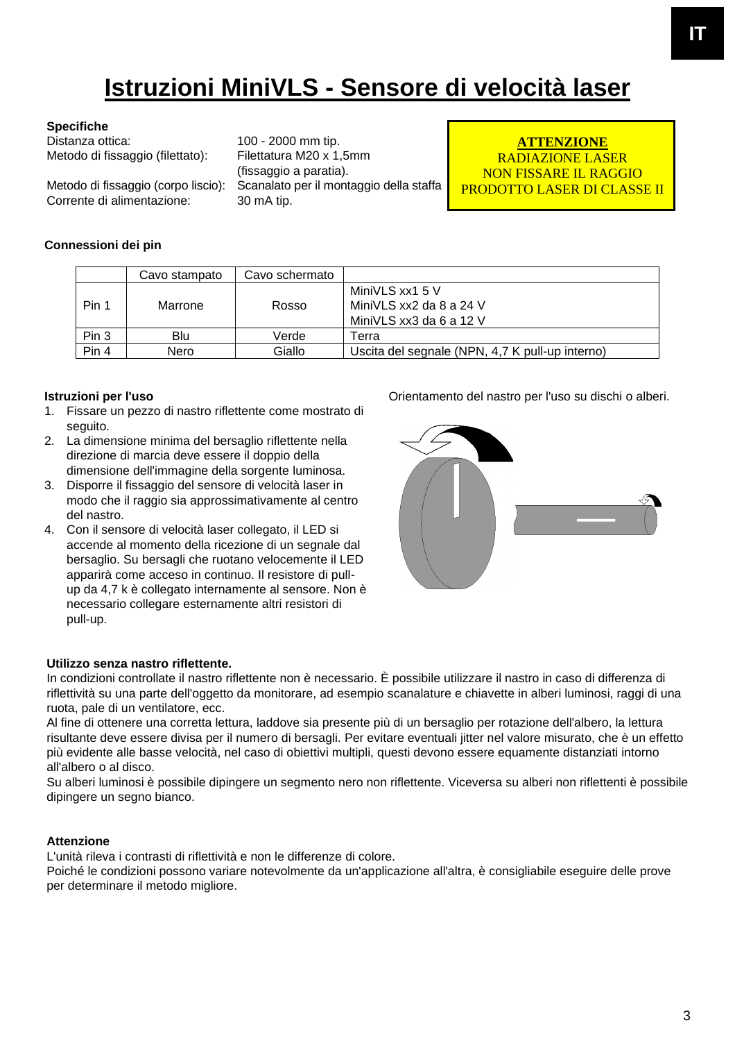# Istruzioni MiniVLS - Sensore di velocità laser

**Specifiche**

Distanza ottica: 100 - 2000 mm tip.
Metodo di fissaggio (filettato): Filettatura M20 x 1,5mm (fissaggio a paratia).
Metodo di fissaggio (corpo liscio): Scanalato per il montaggio della staffa
Corrente di alimentazione: 30 mA tip.

**ATTENZIONE**
RADIAZIONE LASER
NON FISSARE IL RAGGIO
PRODOTTO LASER DI CLASSE II

**Connessioni dei pin**

| | Cavo stampato | Cavo schermato | |
|---|---|---|---|
| Pin 1 | Marrone | Rosso | MiniVLS xx1 5 V<br>MiniVLS xx2 da 8 a 24 V<br>MiniVLS xx3 da 6 a 12 V |
| Pin 3 | Blu | Verde | Terra |
| Pin 4 | Nero | Giallo | Uscita del segnale (NPN, 4,7 K pull-up interno) |

**Istruzioni per l'uso**

1. Fissare un pezzo di nastro riflettente come mostrato di seguito.
2. La dimensione minima del bersaglio riflettente nella direzione di marcia deve essere il doppio della dimensione dell'immagine della sorgente luminosa.
3. Disporre il fissaggio del sensore di velocità laser in modo che il raggio sia approssimativamente al centro del nastro.
4. Con il sensore di velocità laser collegato, il LED si accende al momento della ricezione di un segnale dal bersaglio. Su bersagli che ruotano velocemente il LED apparirà come acceso in continuo. Il resistore di pull-up da 4,7 k è collegato internamente al sensore. Non è necessario collegare esternamente altri resistori di pull-up.

Orientamento del nastro per l'uso su dischi o alberi.

**Utilizzo senza nastro riflettente.**

In condizioni controllate il nastro riflettente non è necessario. È possibile utilizzare il nastro in caso di differenza di riflettività su una parte dell'oggetto da monitorare, ad esempio scanalature e chiavette in alberi luminosi, raggi di una ruota, pale di un ventilatore, ecc.

Al fine di ottenere una corretta lettura, laddove sia presente più di un bersaglio per rotazione dell'albero, la lettura risultante deve essere divisa per il numero di bersagli. Per evitare eventuali jitter nel valore misurato, che è un effetto più evidente alle basse velocità, nel caso di obiettivi multipli, questi devono essere equamente distanziati intorno all'albero o al disco.

Su alberi luminosi è possibile dipingere un segmento nero non riflettente. Viceversa su alberi non riflettenti è possibile dipingere un segno bianco.

**Attenzione**

L'unità rileva i contrasti di riflettività e non le differenze di colore.

Poiché le condizioni possono variare notevolmente da un'applicazione all'altra, è consigliabile eseguire delle prove per determinare il metodo migliore.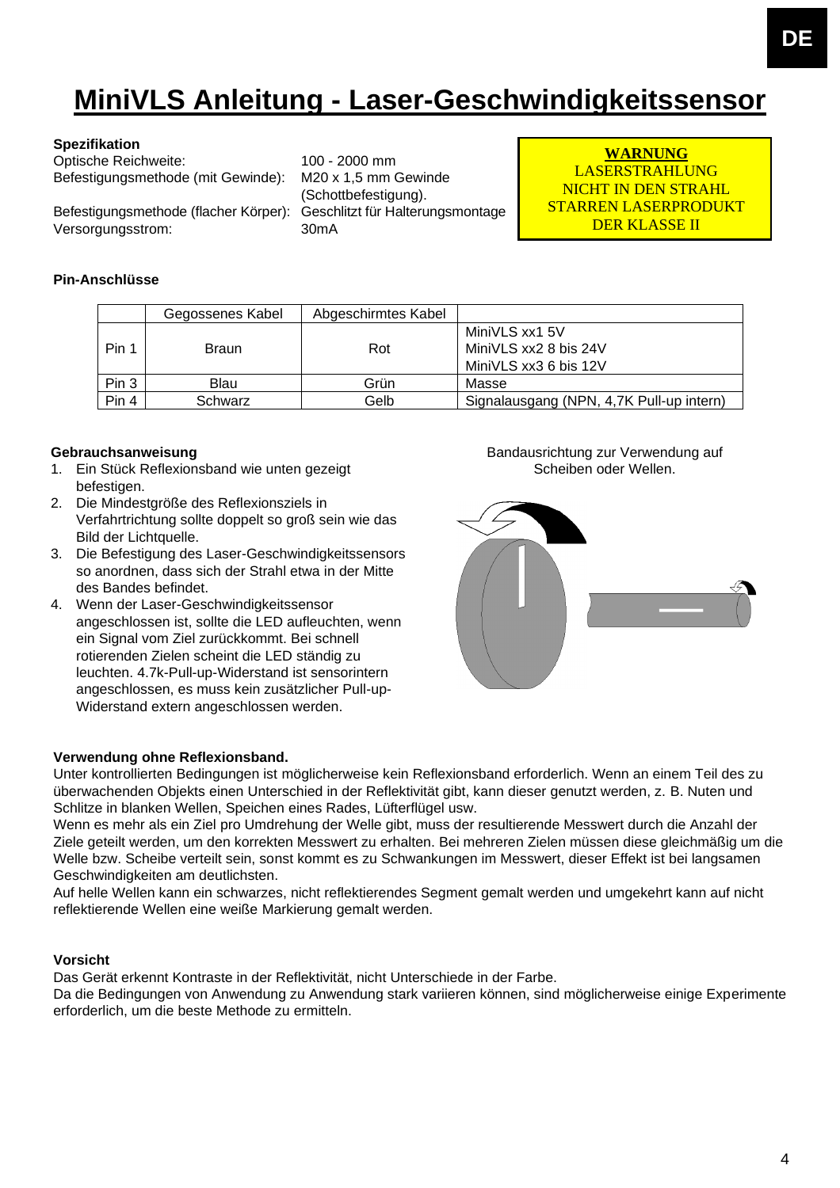# MiniVLS Anleitung - Laser-Geschwindigkeitssensor

**Spezifikation**

Optische Reichweite: 100 - 2000 mm
Befestigungsmethode (mit Gewinde): M20 x 1,5 mm Gewinde (Schottbefestigung).
Befestigungsmethode (flacher Körper): Geschlitzt für Halterungsmontage
Versorgungsstrom: 30mA

**WARNUNG**
LASERSTRAHLUNG
NICHT IN DEN STRAHL
STARREN LASERPRODUKT
DER KLASSE II

**Pin-Anschlüsse**

| | Gegossenes Kabel | Abgeschirmtes Kabel | |
|---|---|---|---|
| Pin 1 | Braun | Rot | MiniVLS xx1 5V<br>MiniVLS xx2 8 bis 24V<br>MiniVLS xx3 6 bis 12V |
| Pin 3 | Blau | Grün | Masse |
| Pin 4 | Schwarz | Gelb | Signalausgang (NPN, 4,7K Pull-up intern) |

**Gebrauchsanweisung**

1. Ein Stück Reflexionsband wie unten gezeigt befestigen.
2. Die Mindestgröße des Reflexionsziels in Verfahrtrichtung sollte doppelt so groß sein wie das Bild der Lichtquelle.
3. Die Befestigung des Laser-Geschwindigkeitssensors so anordnen, dass sich der Strahl etwa in der Mitte des Bandes befindet.
4. Wenn der Laser-Geschwindigkeitssensor angeschlossen ist, sollte die LED aufleuchten, wenn ein Signal vom Ziel zurückkommt. Bei schnell rotierenden Zielen scheint die LED ständig zu leuchten. 4.7k-Pull-up-Widerstand ist sensorintern angeschlossen, es muss kein zusätzlicher Pull-up-Widerstand extern angeschlossen werden.

Bandausrichtung zur Verwendung auf Scheiben oder Wellen.

**Verwendung ohne Reflexionsband.**

Unter kontrollierten Bedingungen ist möglicherweise kein Reflexionsband erforderlich. Wenn an einem Teil des zu überwachenden Objekts einen Unterschied in der Reflektivität gibt, kann dieser genutzt werden, z. B. Nuten und Schlitze in blanken Wellen, Speichen eines Rades, Lüfterflügel usw.

Wenn es mehr als ein Ziel pro Umdrehung der Welle gibt, muss der resultierende Messwert durch die Anzahl der Ziele geteilt werden, um den korrekten Messwert zu erhalten. Bei mehreren Zielen müssen diese gleichmäßig um die Welle bzw. Scheibe verteilt sein, sonst kommt es zu Schwankungen im Messwert, dieser Effekt ist bei langsamen Geschwindigkeiten am deutlichsten.

Auf helle Wellen kann ein schwarzes, nicht reflektierendes Segment gemalt werden und umgekehrt kann auf nicht reflektierende Wellen eine weiße Markierung gemalt werden.

**Vorsicht**

Das Gerät erkennt Kontraste in der Reflektivität, nicht Unterschiede in der Farbe.

Da die Bedingungen von Anwendung zu Anwendung stark variieren können, sind möglicherweise einige Experimente erforderlich, um die beste Methode zu ermitteln.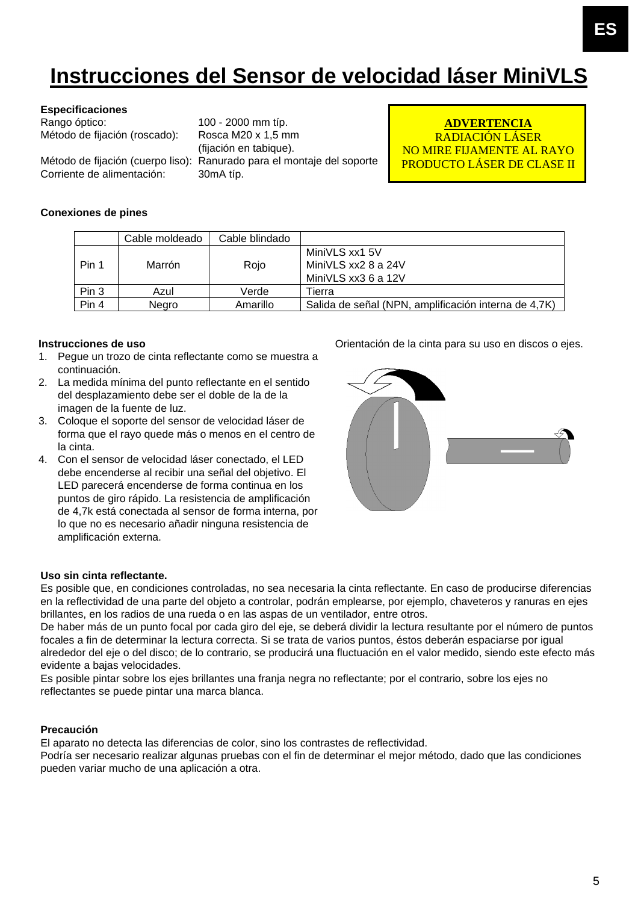# Instrucciones del Sensor de velocidad láser MiniVLS

**Especificaciones**

Rango óptico: 100 - 2000 mm típ.
Método de fijación (roscado): Rosca M20 x 1,5 mm (fijación en tabique).
Método de fijación (cuerpo liso): Ranurado para el montaje del soporte
Corriente de alimentación: 30mA típ.

**ADVERTENCIA**
RADIACIÓN LÁSER
NO MIRE FIJAMENTE AL RAYO
PRODUCTO LÁSER DE CLASE II

**Conexiones de pines**

| | Cable moldeado | Cable blindado | |
|---|---|---|---|
| Pin 1 | Marrón | Rojo | MiniVLS xx1 5V<br>MiniVLS xx2 8 a 24V<br>MiniVLS xx3 6 a 12V |
| Pin 3 | Azul | Verde | Tierra |
| Pin 4 | Negro | Amarillo | Salida de señal (NPN, amplificación interna de 4,7K) |

**Instrucciones de uso**

1. Pegue un trozo de cinta reflectante como se muestra a continuación.
2. La medida mínima del punto reflectante en el sentido del desplazamiento debe ser el doble de la de la imagen de la fuente de luz.
3. Coloque el soporte del sensor de velocidad láser de forma que el rayo quede más o menos en el centro de la cinta.
4. Con el sensor de velocidad láser conectado, el LED debe encenderse al recibir una señal del objetivo. El LED parecerá encenderse de forma continua en los puntos de giro rápido. La resistencia de amplificación de 4,7k está conectada al sensor de forma interna, por lo que no es necesario añadir ninguna resistencia de amplificación externa.

Orientación de la cinta para su uso en discos o ejes.

**Uso sin cinta reflectante.**

Es posible que, en condiciones controladas, no sea necesaria la cinta reflectante. En caso de producirse diferencias en la reflectividad de una parte del objeto a controlar, podrán emplearse, por ejemplo, chaveteros y ranuras en ejes brillantes, en los radios de una rueda o en las aspas de un ventilador, entre otros.

De haber más de un punto focal por cada giro del eje, se deberá dividir la lectura resultante por el número de puntos focales a fin de determinar la lectura correcta. Si se trata de varios puntos, éstos deberán espaciarse por igual alrededor del eje o del disco; de lo contrario, se producirá una fluctuación en el valor medido, siendo este efecto más evidente a bajas velocidades.

Es posible pintar sobre los ejes brillantes una franja negra no reflectante; por el contrario, sobre los ejes no reflectantes se puede pintar una marca blanca.

**Precaución**

El aparato no detecta las diferencias de color, sino los contrastes de reflectividad.

Podría ser necesario realizar algunas pruebas con el fin de determinar el mejor método, dado que las condiciones pueden variar mucho de una aplicación a otra.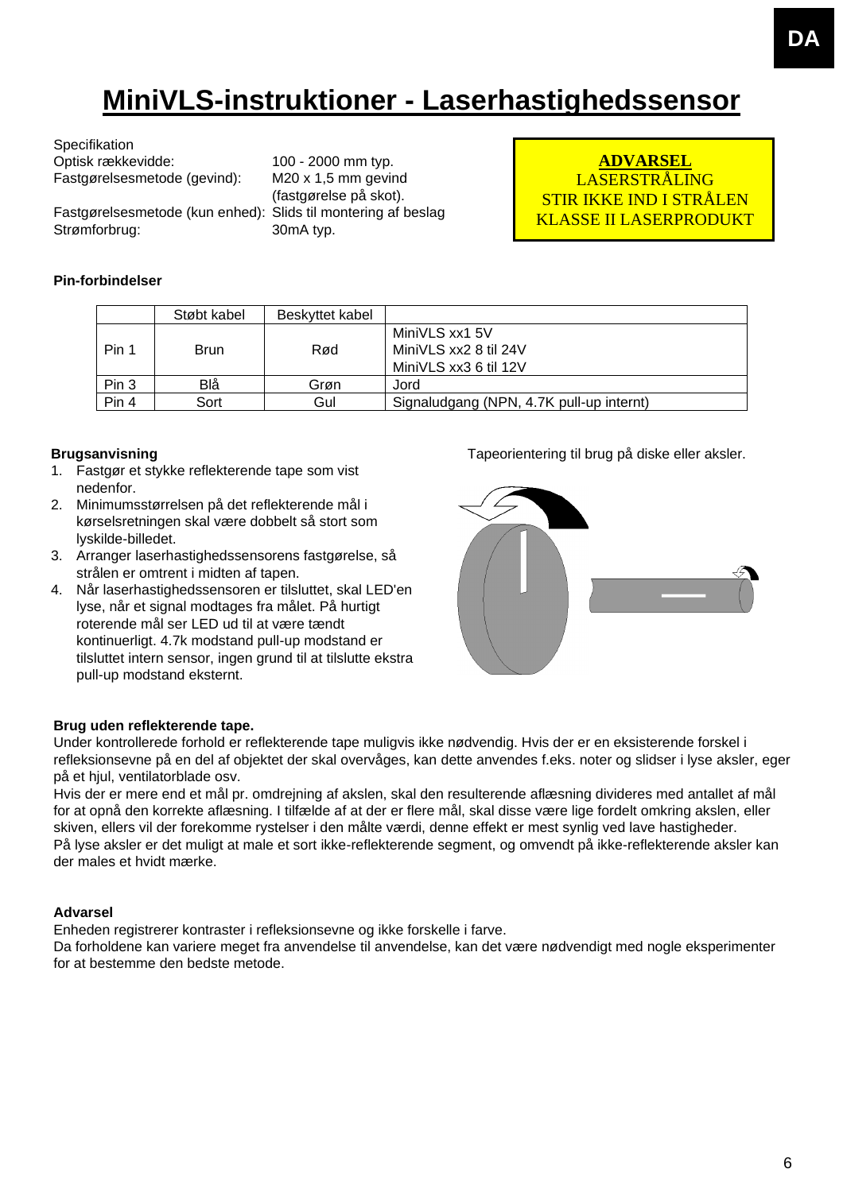# MiniVLS-instruktioner - Laserhastighedssensor

Specifikation

Optisk rækkevidde: 100 - 2000 mm typ.

Fastgørelsesmetode (gevind): M20 x 1,5 mm gevind (fastgørelse på skot).

Fastgørelsesmetode (kun enhed): Slids til montering af beslag

Strømforbrug: 30mA typ.

**ADVARSEL**
LASERSTRÅLING
STIR IKKE IND I STRÅLEN
KLASSE II LASERPRODUKT

**Pin-forbindelser**

| | Støbt kabel | Beskyttet kabel | |
|---|---|---|---|
| Pin 1 | Brun | Rød | MiniVLS xx1 5V<br>MiniVLS xx2 8 til 24V<br>MiniVLS xx3 6 til 12V |
| Pin 3 | Blå | Grøn | Jord |
| Pin 4 | Sort | Gul | Signaludgang (NPN, 4.7K pull-up internt) |

**Brugsanvisning**

1. Fastgør et stykke reflekterende tape som vist nedenfor.
2. Minimumsstørrelsen på det reflekterende mål i kørselsretningen skal være dobbelt så stort som lyskilde-billedet.
3. Arranger laserhastighedssensorens fastgørelse, så strålen er omtrent i midten af tapen.
4. Når laserhastighedssensoren er tilsluttet, skal LED'en lyse, når et signal modtages fra målet. På hurtigt roterende mål ser LED ud til at være tændt kontinuerligt. 4.7k modstand pull-up modstand er tilsluttet intern sensor, ingen grund til at tilslutte ekstra pull-up modstand eksternt.

Tapeorientering til brug på diske eller aksler.

**Brug uden reflekterende tape.**

Under kontrollerede forhold er reflekterende tape muligvis ikke nødvendig. Hvis der er en eksisterende forskel i refleksionsevne på en del af objektet der skal overvåges, kan dette anvendes f.eks. noter og slidser i lyse aksler, eger på et hjul, ventilatorblade osv.

Hvis der er mere end et mål pr. omdrejning af akslen, skal den resulterende aflæsning divideres med antallet af mål for at opnå den korrekte aflæsning. I tilfælde af at der er flere mål, skal disse være lige fordelt omkring akslen, eller skiven, ellers vil der forekomme rystelser i den målte værdi, denne effekt er mest synlig ved lave hastigheder.

På lyse aksler er det muligt at male et sort ikke-reflekterende segment, og omvendt på ikke-reflekterende aksler kan der males et hvidt mærke.

**Advarsel**

Enheden registrerer kontraster i refleksionsevne og ikke forskelle i farve.

Da forholdene kan variere meget fra anvendelse til anvendelse, kan det være nødvendigt med nogle eksperimenter for at bestemme den bedste metode.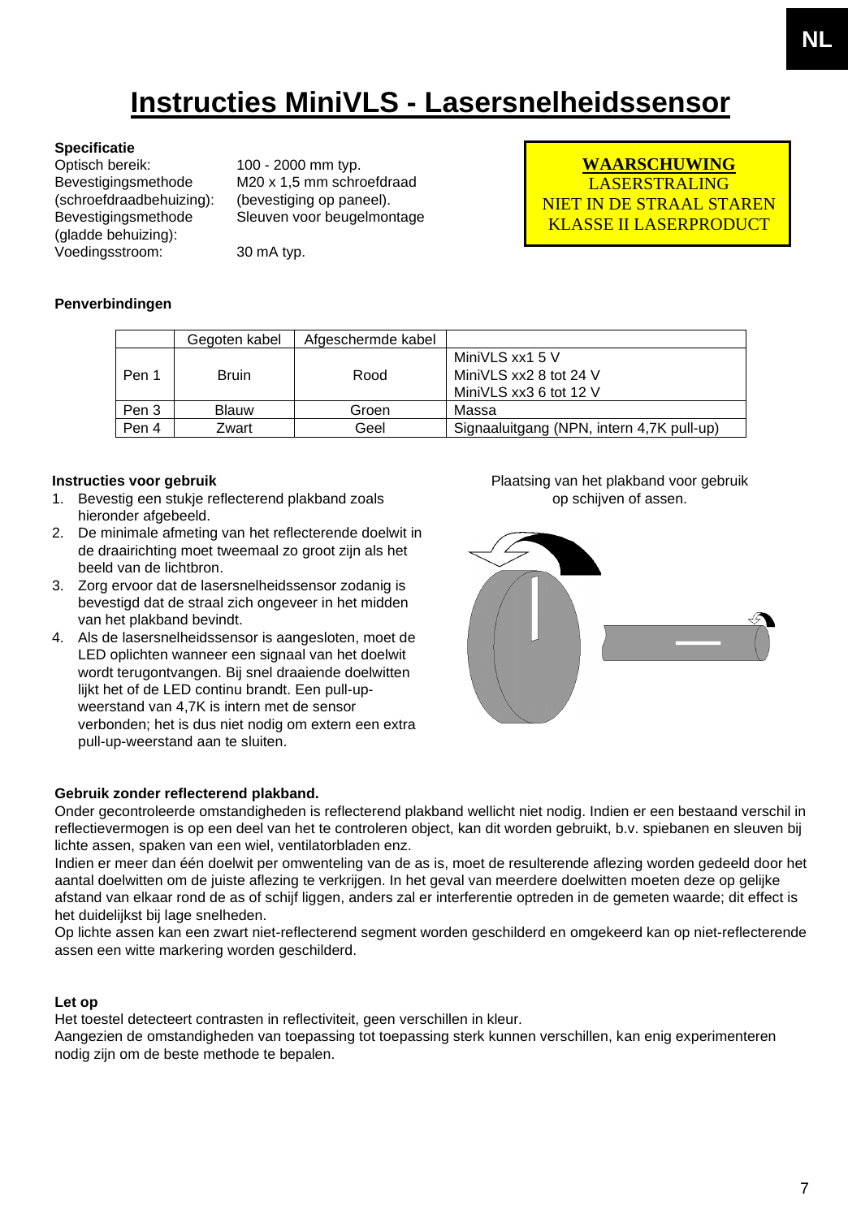# Instructies MiniVLS - Lasersnelheidssensor

**Specificatie**

Optisch bereik: 100 - 2000 mm typ.
Bevestigingsmethode (schroefdraadbehuizing): M20 x 1,5 mm schroefdraad (bevestiging op paneel).
Bevestigingsmethode (gladde behuizing): Sleuven voor beugelmontage
Voedingsstroom: 30 mA typ.

**WAARSCHUWING**
LASERSTRALING
NIET IN DE STRAAL STAREN
KLASSE II LASERPRODUCT

**Penverbindingen**

| | Gegoten kabel | Afgeschermde kabel | |
|---|---|---|---|
| Pen 1 | Bruin | Rood | MiniVLS xx1 5 V<br>MiniVLS xx2 8 tot 24 V<br>MiniVLS xx3 6 tot 12 V |
| Pen 3 | Blauw | Groen | Massa |
| Pen 4 | Zwart | Geel | Signaaluitgang (NPN, intern 4,7K pull-up) |

**Instructies voor gebruik**

1. Bevestig een stukje reflecterend plakband zoals hieronder afgebeeld.
2. De minimale afmeting van het reflecterende doelwit in de draairichting moet tweemaal zo groot zijn als het beeld van de lichtbron.
3. Zorg ervoor dat de lasersnelheidssensor zodanig is bevestigd dat de straal zich ongeveer in het midden van het plakband bevindt.
4. Als de lasersnelheidssensor is aangesloten, moet de LED oplichten wanneer een signaal van het doelwit wordt terugontvangen. Bij snel draaiende doelwitten lijkt het of de LED continu brandt. Een pull-up-weerstand van 4,7K is intern met de sensor verbonden; het is dus niet nodig om extern een extra pull-up-weerstand aan te sluiten.

Plaatsing van het plakband voor gebruik op schijven of assen.

**Gebruik zonder reflecterend plakband.**

Onder gecontroleerde omstandigheden is reflecterend plakband wellicht niet nodig. Indien er een bestaand verschil in reflectievermogen is op een deel van het te controleren object, kan dit worden gebruikt, b.v. spiebanen en sleuven bij lichte assen, spaken van een wiel, ventilatorbladen enz.

Indien er meer dan één doelwit per omwenteling van de as is, moet de resulterende aflezing worden gedeeld door het aantal doelwitten om de juiste aflezing te verkrijgen. In het geval van meerdere doelwitten moeten deze op gelijke afstand van elkaar rond de as of schijf liggen, anders zal er interferentie optreden in de gemeten waarde; dit effect is het duidelijkst bij lage snelheden.

Op lichte assen kan een zwart niet-reflecterend segment worden geschilderd en omgekeerd kan op niet-reflecterende assen een witte markering worden geschilderd.

**Let op**

Het toestel detecteert contrasten in reflectiviteit, geen verschillen in kleur.

Aangezien de omstandigheden van toepassing tot toepassing sterk kunnen verschillen, kan enig experimenteren nodig zijn om de beste methode te bepalen.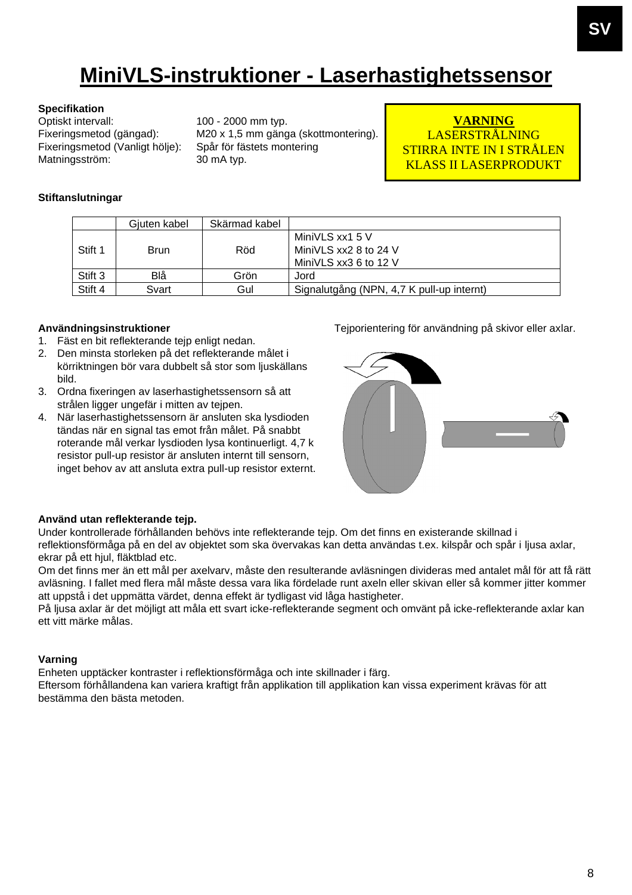# MiniVLS-instruktioner - Laserhastighetssensor

**Specifikation**

Optiskt intervall: 100 - 2000 mm typ.
Fixeringsmetod (gängad): M20 x 1,5 mm gänga (skottmontering).
Fixeringsmetod (Vanligt hölje): Spår för fästets montering
Matningsström: 30 mA typ.

**VARNING**
LASERSTRÅLNING
STIRRA INTE IN I STRÅLEN
KLASS II LASERPRODUKT

**Stiftanslutningar**

| | Gjuten kabel | Skärmad kabel | |
|---|---|---|---|
| Stift 1 | Brun | Röd | MiniVLS xx1 5 V<br>MiniVLS xx2 8 to 24 V<br>MiniVLS xx3 6 to 12 V |
| Stift 3 | Blå | Grön | Jord |
| Stift 4 | Svart | Gul | Signalutgång (NPN, 4,7 K pull-up internt) |

**Användningsinstruktioner**

1. Fäst en bit reflekterande tejp enligt nedan.
2. Den minsta storleken på det reflekterande målet i körriktningen bör vara dubbelt så stor som ljuskällans bild.
3. Ordna fixeringen av laserhastighetssensorn så att strålen ligger ungefär i mitten av tejpen.
4. När laserhastighetssensorn är ansluten ska lysdioden tändas när en signal tas emot från målet. På snabbt roterande mål verkar lysdioden lysa kontinuerligt. 4,7 k resistor pull-up resistor är ansluten internt till sensorn, inget behov av att ansluta extra pull-up resistor externt.

Tejporientering för användning på skivor eller axlar.

**Använd utan reflekterande tejp.**

Under kontrollerade förhållanden behövs inte reflekterande tejp. Om det finns en existerande skillnad i reflektionsförmåga på en del av objektet som ska övervakas kan detta användas t.ex. kilspår och spår i ljusa axlar, ekrar på ett hjul, fläktblad etc.

Om det finns mer än ett mål per axelvarv, måste den resulterande avläsningen divideras med antalet mål för att få rätt avläsning. I fallet med flera mål måste dessa vara lika fördelade runt axeln eller skivan eller så kommer jitter kommer att uppstå i det uppmätta värdet, denna effekt är tydligast vid låga hastigheter.

På ljusa axlar är det möjligt att måla ett svart icke-reflekterande segment och omvänt på icke-reflekterande axlar kan ett vitt märke målas.

**Varning**

Enheten upptäcker kontraster i reflektionsförmåga och inte skillnader i färg.

Eftersom förhållandena kan variera kraftigt från applikation till applikation kan vissa experiment krävas för att bestämma den bästa metoden.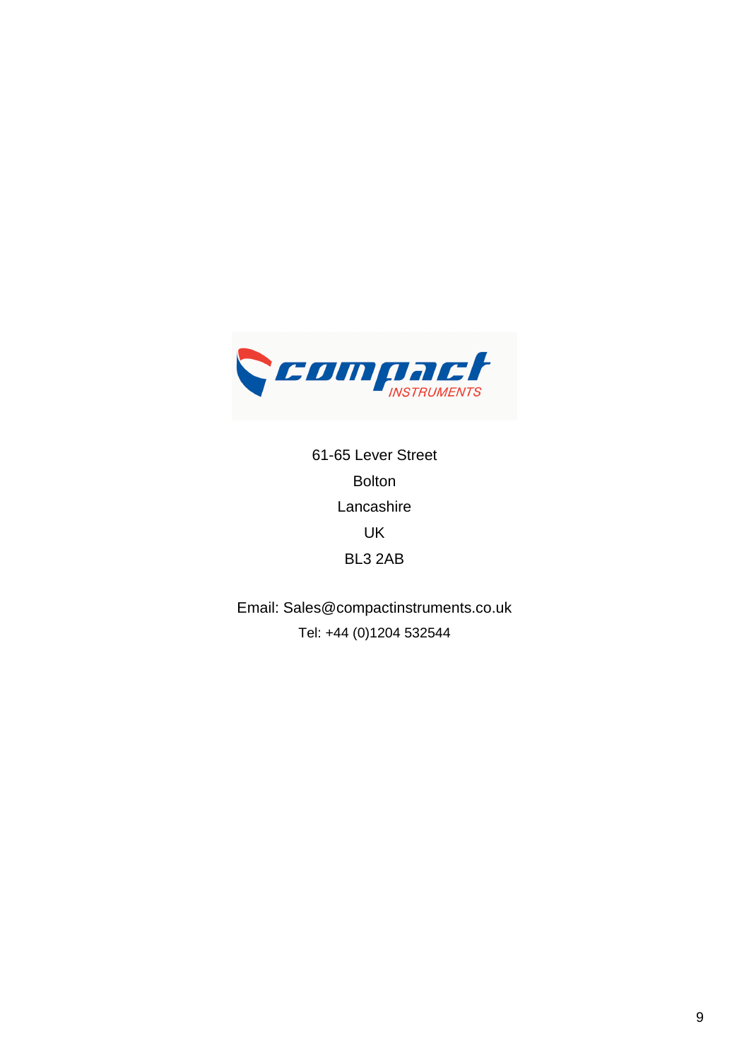compact INSTRUMENTS

61-65 Lever Street

Bolton

Lancashire

UK

BL3 2AB

Email: Sales@compactinstruments.co.uk

Tel: +44 (0)1204 532544